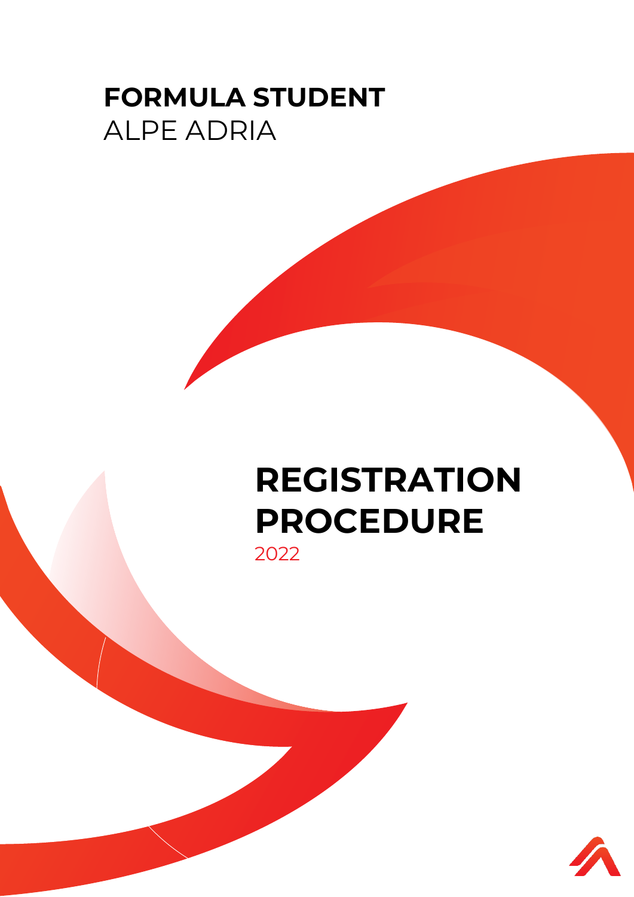**FORMULA STUDENT**
ALPE ADRIA

# REGISTRATION PROCEDURE

2022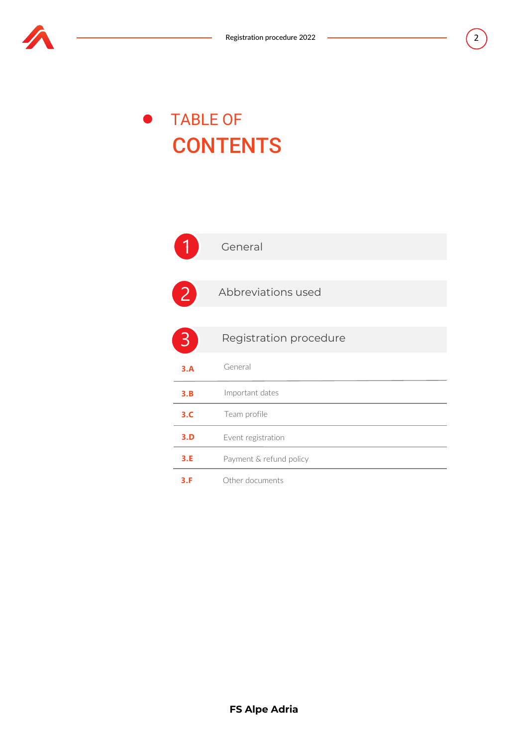# TABLE OF CONTENTS

1. General

2. Abbreviations used

3. Registration procedure

| | |
|---|---|
| 3.A | General |
| 3.B | Important dates |
| 3.C | Team profile |
| 3.D | Event registration |
| 3.E | Payment & refund policy |
| 3.F | Other documents |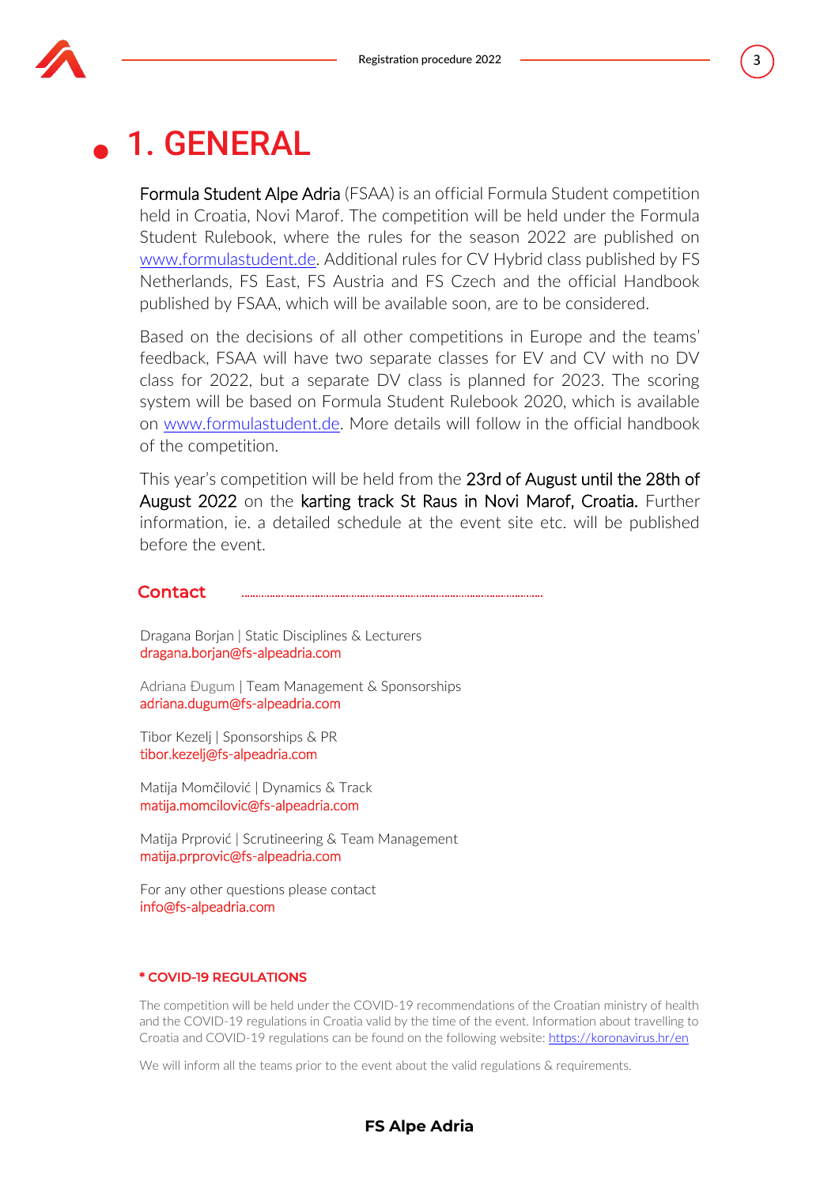# 1. GENERAL

Formula Student Alpe Adria (FSAA) is an official Formula Student competition held in Croatia, Novi Marof. The competition will be held under the Formula Student Rulebook, where the rules for the season 2022 are published on www.formulastudent.de. Additional rules for CV Hybrid class published by FS Netherlands, FS East, FS Austria and FS Czech and the official Handbook published by FSAA, which will be available soon, are to be considered.

Based on the decisions of all other competitions in Europe and the teams' feedback, FSAA will have two separate classes for EV and CV with no DV class for 2022, but a separate DV class is planned for 2023. The scoring system will be based on Formula Student Rulebook 2020, which is available on www.formulastudent.de. More details will follow in the official handbook of the competition.

This year's competition will be held from the 23rd of August until the 28th of August 2022 on the karting track St Raus in Novi Marof, Croatia. Further information, ie. a detailed schedule at the event site etc. will be published before the event.

## Contact

Dragana Borjan | Static Disciplines & Lecturers
dragana.borjan@fs-alpeadria.com

Adriana Đugum | Team Management & Sponsorships
adriana.dugum@fs-alpeadria.com

Tibor Kezelj | Sponsorships & PR
tibor.kezelj@fs-alpeadria.com

Matija Momčilović | Dynamics & Track
matija.momcilovic@fs-alpeadria.com

Matija Prprović | Scrutineering & Team Management
matija.prprovic@fs-alpeadria.com

For any other questions please contact
info@fs-alpeadria.com

**\* COVID-19 REGULATIONS**

The competition will be held under the COVID-19 recommendations of the Croatian ministry of health and the COVID-19 regulations in Croatia valid by the time of the event. Information about travelling to Croatia and COVID-19 regulations can be found on the following website: https://koronavirus.hr/en

We will inform all the teams prior to the event about the valid regulations & requirements.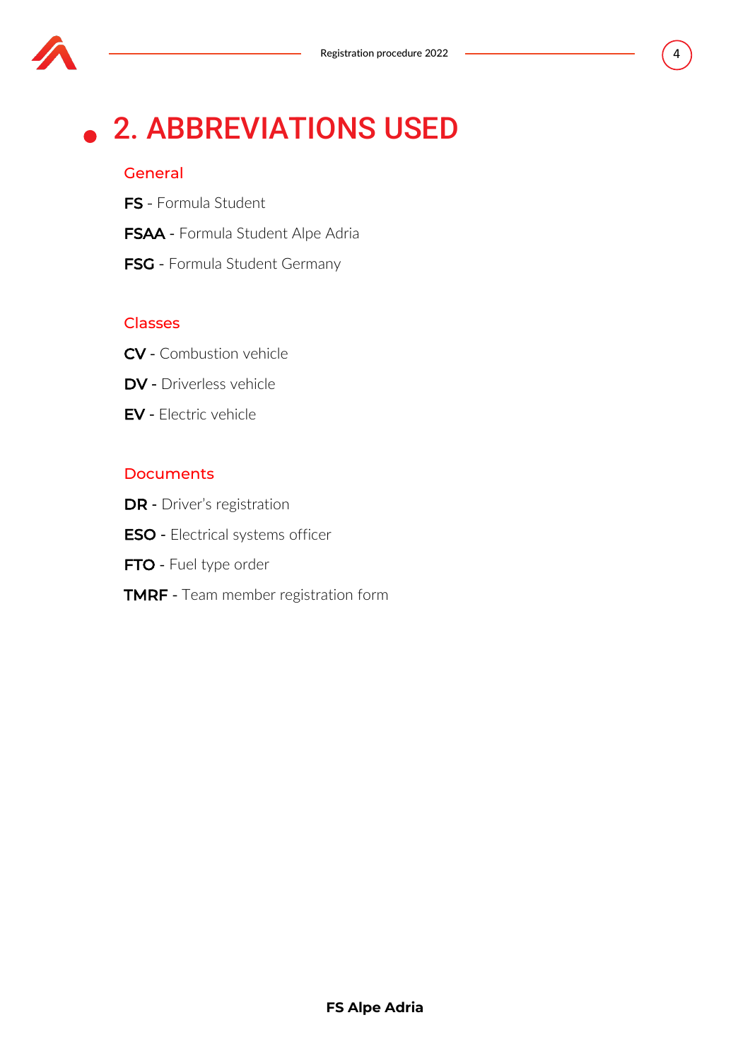# 2. ABBREVIATIONS USED

### General

**FS** - Formula Student

**FSAA** - Formula Student Alpe Adria

**FSG** - Formula Student Germany

### Classes

**CV** - Combustion vehicle

**DV** - Driverless vehicle

**EV** - Electric vehicle

### Documents

**DR** - Driver's registration

**ESO** - Electrical systems officer

**FTO** - Fuel type order

**TMRF** - Team member registration form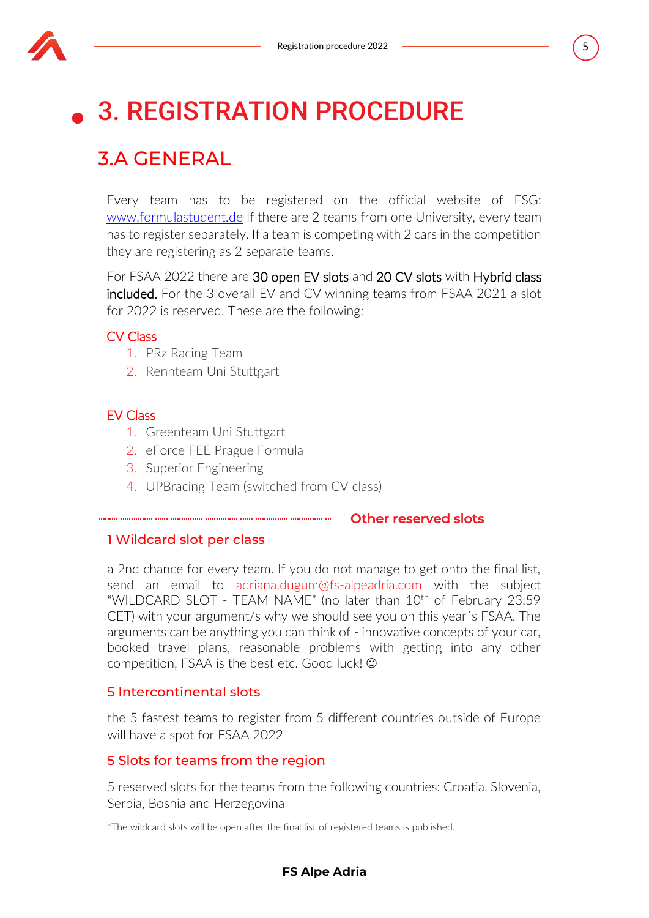# 3. REGISTRATION PROCEDURE

## 3.A GENERAL

Every team has to be registered on the official website of FSG: www.formulastudent.de If there are 2 teams from one University, every team has to register separately. If a team is competing with 2 cars in the competition they are registering as 2 separate teams.

For FSAA 2022 there are 30 open EV slots and 20 CV slots with Hybrid class included. For the 3 overall EV and CV winning teams from FSAA 2021 a slot for 2022 is reserved. These are the following:

CV Class

1. PRz Racing Team
2. Rennteam Uni Stuttgart

EV Class

1. Greenteam Uni Stuttgart
2. eForce FEE Prague Formula
3. Superior Engineering
4. UPBracing Team (switched from CV class)

### Other reserved slots

#### 1 Wildcard slot per class

a 2nd chance for every team. If you do not manage to get onto the final list, send an email to adriana.dugum@fs-alpeadria.com with the subject "WILDCARD SLOT - TEAM NAME" (no later than 10th of February 23:59 CET) with your argument/s why we should see you on this year´s FSAA. The arguments can be anything you can think of - innovative concepts of your car, booked travel plans, reasonable problems with getting into any other competition, FSAA is the best etc. Good luck! ☺

#### 5 Intercontinental slots

the 5 fastest teams to register from 5 different countries outside of Europe will have a spot for FSAA 2022

#### 5 Slots for teams from the region

5 reserved slots for the teams from the following countries: Croatia, Slovenia, Serbia, Bosnia and Herzegovina

*The wildcard slots will be open after the final list of registered teams is published.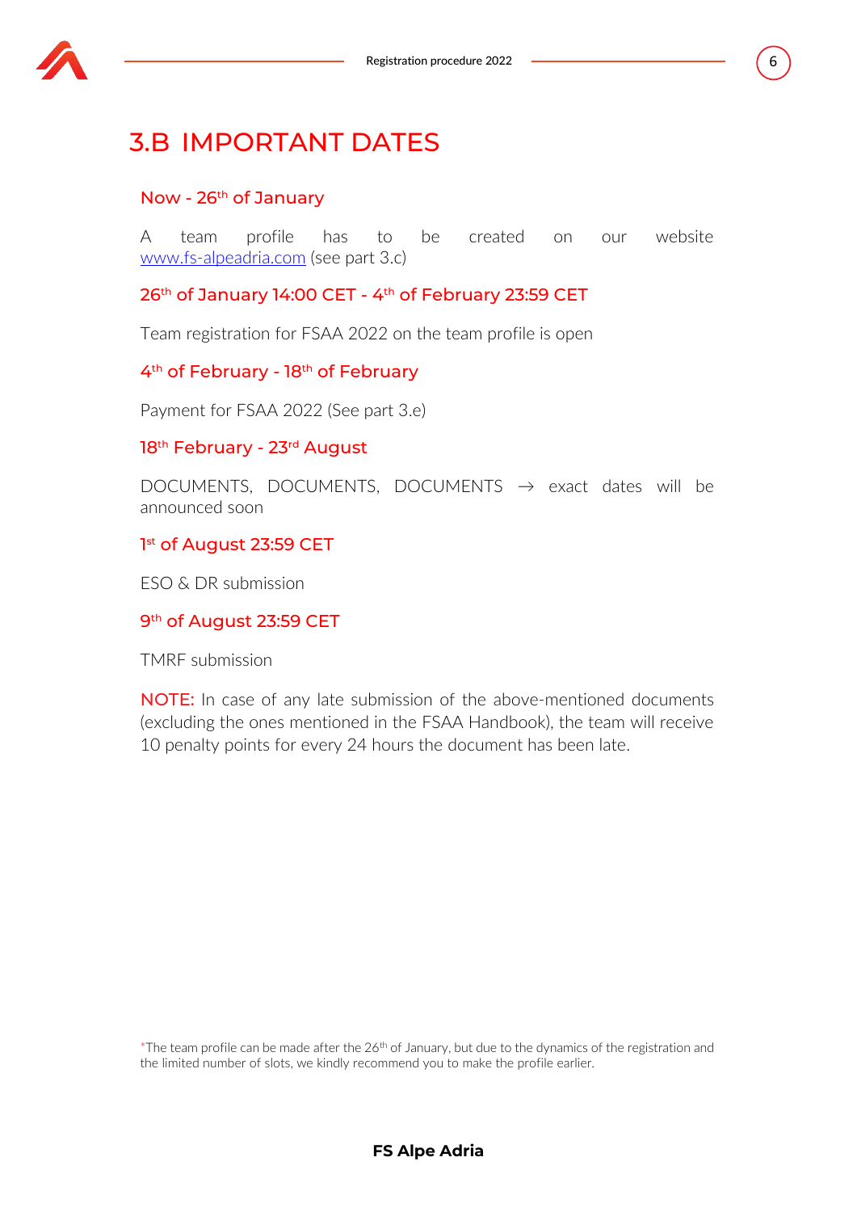## 3.B IMPORTANT DATES

### Now - 26th of January

A team profile has to be created on our website www.fs-alpeadria.com (see part 3.c)

### 26th of January 14:00 CET - 4th of February 23:59 CET

Team registration for FSAA 2022 on the team profile is open

### 4th of February - 18th of February

Payment for FSAA 2022 (See part 3.e)

### 18th February - 23rd August

DOCUMENTS, DOCUMENTS, DOCUMENTS → exact dates will be announced soon

### 1st of August 23:59 CET

ESO & DR submission

### 9th of August 23:59 CET

TMRF submission

**NOTE:** In case of any late submission of the above-mentioned documents (excluding the ones mentioned in the FSAA Handbook), the team will receive 10 penalty points for every 24 hours the document has been late.

*The team profile can be made after the 26th of January, but due to the dynamics of the registration and the limited number of slots, we kindly recommend you to make the profile earlier.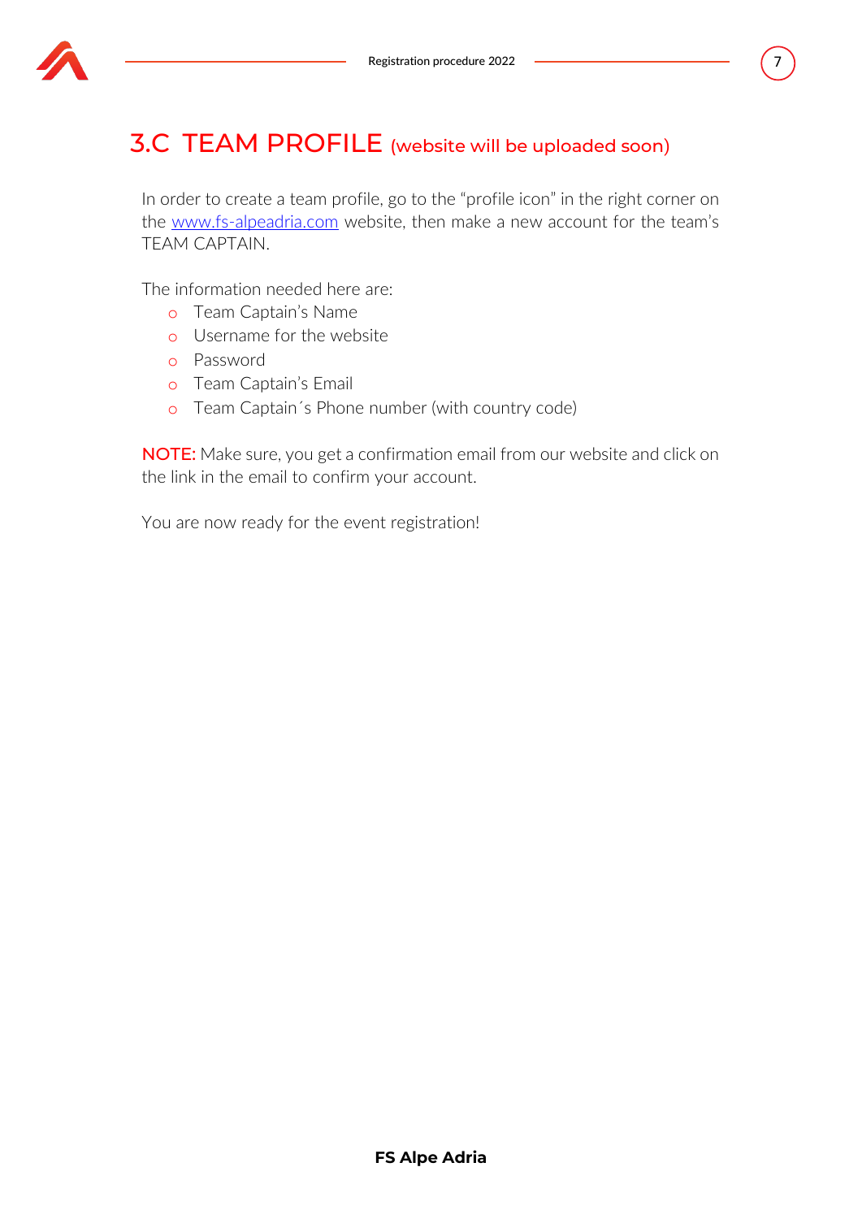## 3.C TEAM PROFILE (website will be uploaded soon)

In order to create a team profile, go to the "profile icon" in the right corner on the www.fs-alpeadria.com website, then make a new account for the team's TEAM CAPTAIN.

The information needed here are:

- Team Captain's Name
- Username for the website
- Password
- Team Captain's Email
- Team Captain´s Phone number (with country code)

**NOTE:** Make sure, you get a confirmation email from our website and click on the link in the email to confirm your account.

You are now ready for the event registration!

**FS Alpe Adria**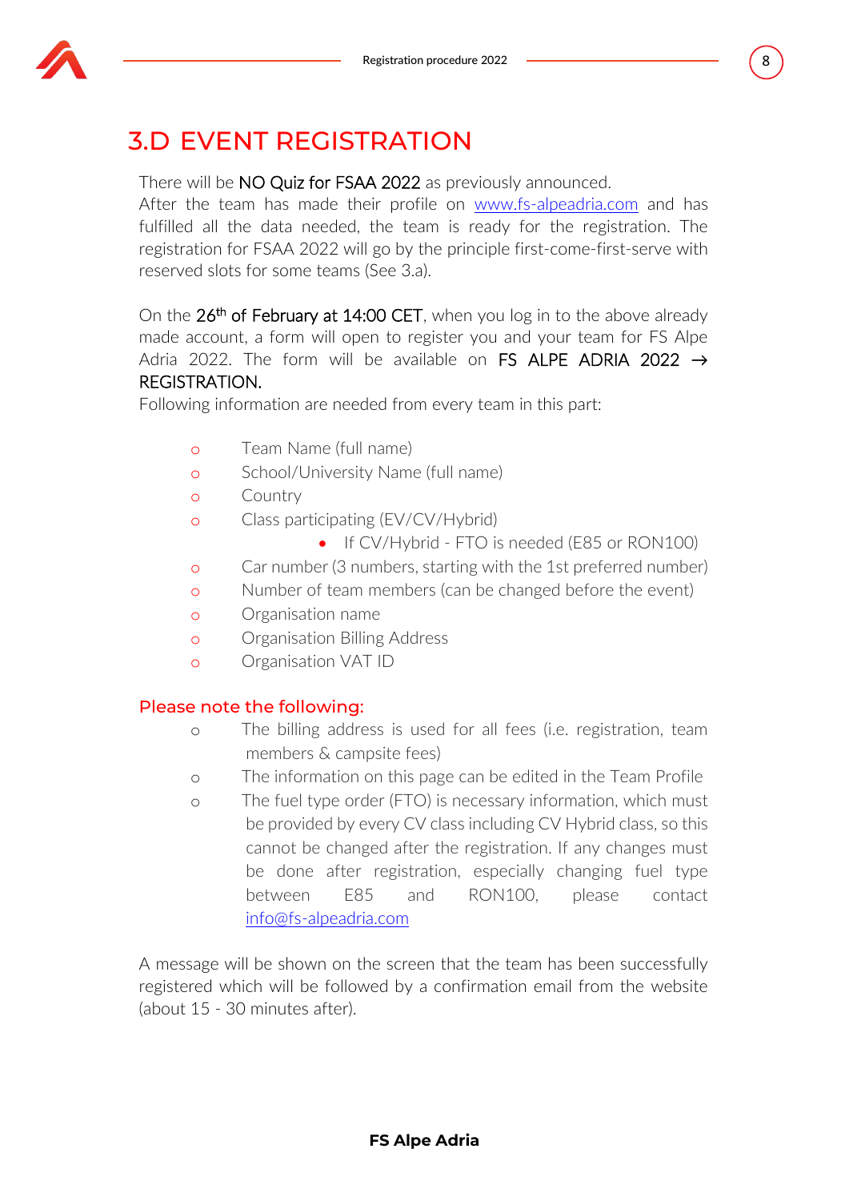## 3.D EVENT REGISTRATION

There will be NO Quiz for FSAA 2022 as previously announced.
After the team has made their profile on www.fs-alpeadria.com and has fulfilled all the data needed, the team is ready for the registration. The registration for FSAA 2022 will go by the principle first-come-first-serve with reserved slots for some teams (See 3.a).

On the 26th of February at 14:00 CET, when you log in to the above already made account, a form will open to register you and your team for FS Alpe Adria 2022. The form will be available on FS ALPE ADRIA 2022 → REGISTRATION.
Following information are needed from every team in this part:

- Team Name (full name)
- School/University Name (full name)
- Country
- Class participating (EV/CV/Hybrid)
  - If CV/Hybrid - FTO is needed (E85 or RON100)
- Car number (3 numbers, starting with the 1st preferred number)
- Number of team members (can be changed before the event)
- Organisation name
- Organisation Billing Address
- Organisation VAT ID

Please note the following:

- The billing address is used for all fees (i.e. registration, team members & campsite fees)
- The information on this page can be edited in the Team Profile
- The fuel type order (FTO) is necessary information, which must be provided by every CV class including CV Hybrid class, so this cannot be changed after the registration. If any changes must be done after registration, especially changing fuel type between E85 and RON100, please contact info@fs-alpeadria.com

A message will be shown on the screen that the team has been successfully registered which will be followed by a confirmation email from the website (about 15 - 30 minutes after).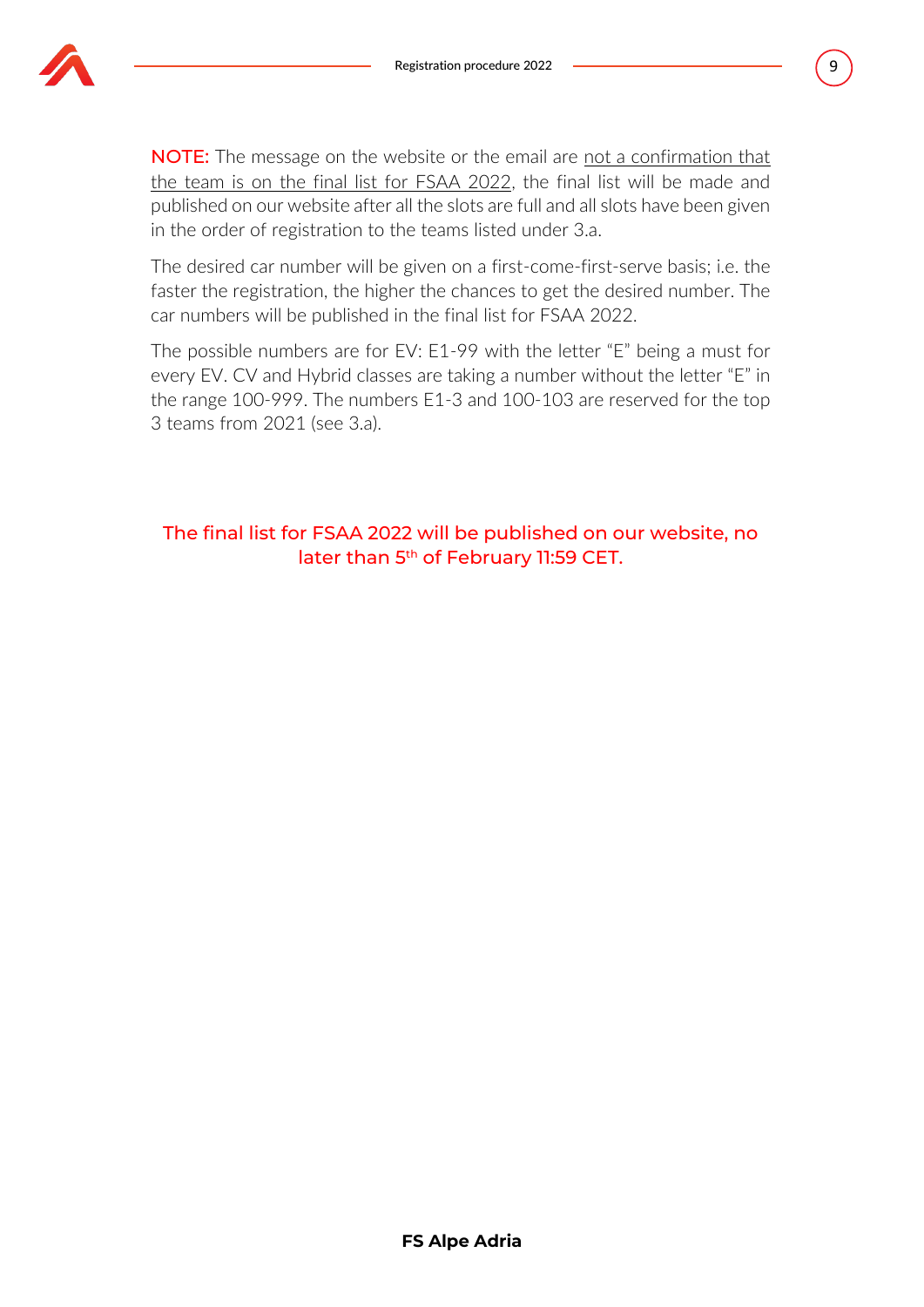**NOTE:** The message on the website or the email are not a confirmation that the team is on the final list for FSAA 2022, the final list will be made and published on our website after all the slots are full and all slots have been given in the order of registration to the teams listed under 3.a.

The desired car number will be given on a first-come-first-serve basis; i.e. the faster the registration, the higher the chances to get the desired number. The car numbers will be published in the final list for FSAA 2022.

The possible numbers are for EV: E1-99 with the letter “E” being a must for every EV. CV and Hybrid classes are taking a number without the letter “E” in the range 100-999. The numbers E1-3 and 100-103 are reserved for the top 3 teams from 2021 (see 3.a).

**The final list for FSAA 2022 will be published on our website, no later than 5th of February 11:59 CET.**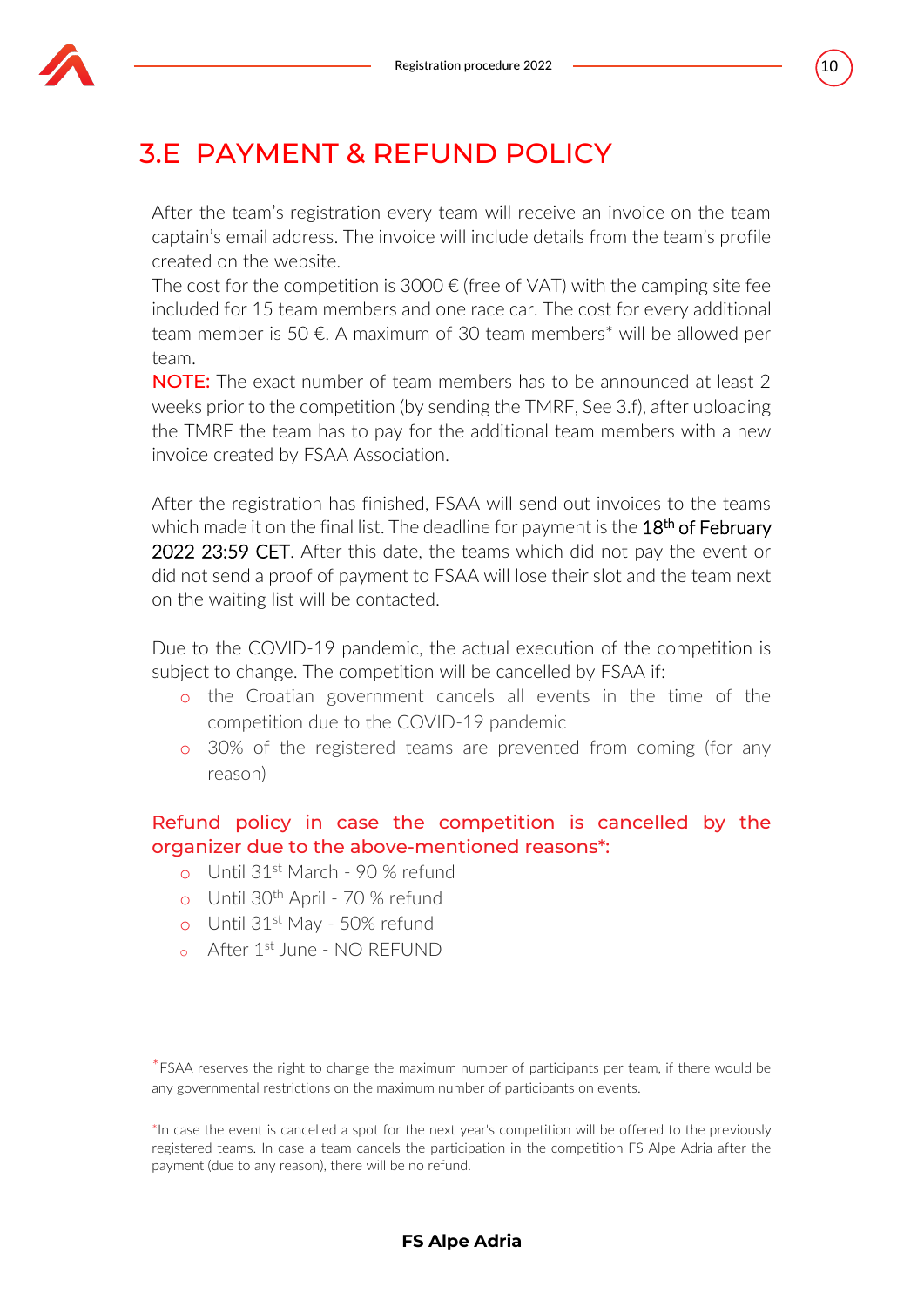# 3.E PAYMENT & REFUND POLICY

After the team's registration every team will receive an invoice on the team captain's email address. The invoice will include details from the team's profile created on the website.

The cost for the competition is 3000 € (free of VAT) with the camping site fee included for 15 team members and one race car. The cost for every additional team member is 50 €. A maximum of 30 team members* will be allowed per team.

**NOTE:** The exact number of team members has to be announced at least 2 weeks prior to the competition (by sending the TMRF, See 3.f), after uploading the TMRF the team has to pay for the additional team members with a new invoice created by FSAA Association.

After the registration has finished, FSAA will send out invoices to the teams which made it on the final list. The deadline for payment is the 18th of February 2022 23:59 CET. After this date, the teams which did not pay the event or did not send a proof of payment to FSAA will lose their slot and the team next on the waiting list will be contacted.

Due to the COVID-19 pandemic, the actual execution of the competition is subject to change. The competition will be cancelled by FSAA if:

- the Croatian government cancels all events in the time of the competition due to the COVID-19 pandemic
- 30% of the registered teams are prevented from coming (for any reason)

**Refund policy in case the competition is cancelled by the organizer due to the above-mentioned reasons*:**

- Until 31st March - 90 % refund
- Until 30th April - 70 % refund
- Until 31st May - 50% refund
- After 1st June - NO REFUND

*FSAA reserves the right to change the maximum number of participants per team, if there would be any governmental restrictions on the maximum number of participants on events.

*In case the event is cancelled a spot for the next year's competition will be offered to the previously registered teams. In case a team cancels the participation in the competition FS Alpe Adria after the payment (due to any reason), there will be no refund.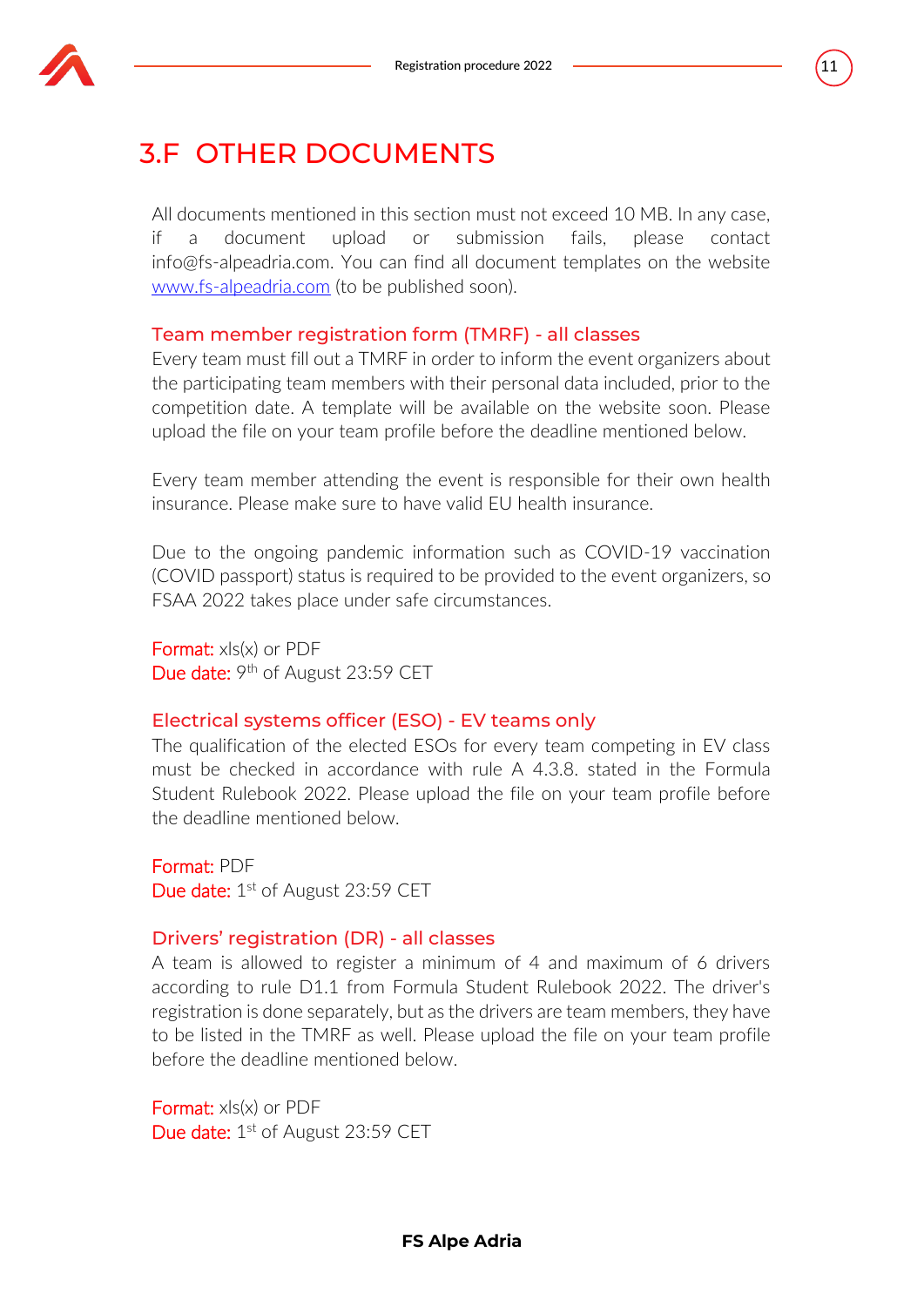# 3.F OTHER DOCUMENTS

All documents mentioned in this section must not exceed 10 MB. In any case, if a document upload or submission fails, please contact info@fs-alpeadria.com. You can find all document templates on the website [www.fs-alpeadria.com](http://www.fs-alpeadria.com) (to be published soon).

### Team member registration form (TMRF) - all classes

Every team must fill out a TMRF in order to inform the event organizers about the participating team members with their personal data included, prior to the competition date. A template will be available on the website soon. Please upload the file on your team profile before the deadline mentioned below.

Every team member attending the event is responsible for their own health insurance. Please make sure to have valid EU health insurance.

Due to the ongoing pandemic information such as COVID-19 vaccination (COVID passport) status is required to be provided to the event organizers, so FSAA 2022 takes place under safe circumstances.

Format: xls(x) or PDF
Due date: 9th of August 23:59 CET

### Electrical systems officer (ESO) - EV teams only

The qualification of the elected ESOs for every team competing in EV class must be checked in accordance with rule A 4.3.8. stated in the Formula Student Rulebook 2022. Please upload the file on your team profile before the deadline mentioned below.

Format: PDF
Due date: 1st of August 23:59 CET

### Drivers' registration (DR) - all classes

A team is allowed to register a minimum of 4 and maximum of 6 drivers according to rule D1.1 from Formula Student Rulebook 2022. The driver's registration is done separately, but as the drivers are team members, they have to be listed in the TMRF as well. Please upload the file on your team profile before the deadline mentioned below.

Format: xls(x) or PDF
Due date: 1st of August 23:59 CET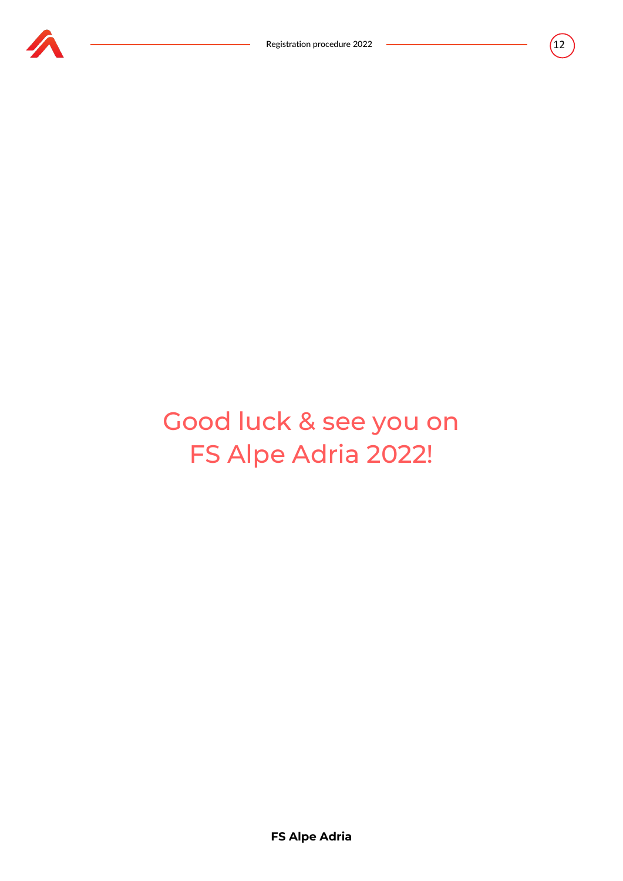Good luck & see you on
FS Alpe Adria 2022!